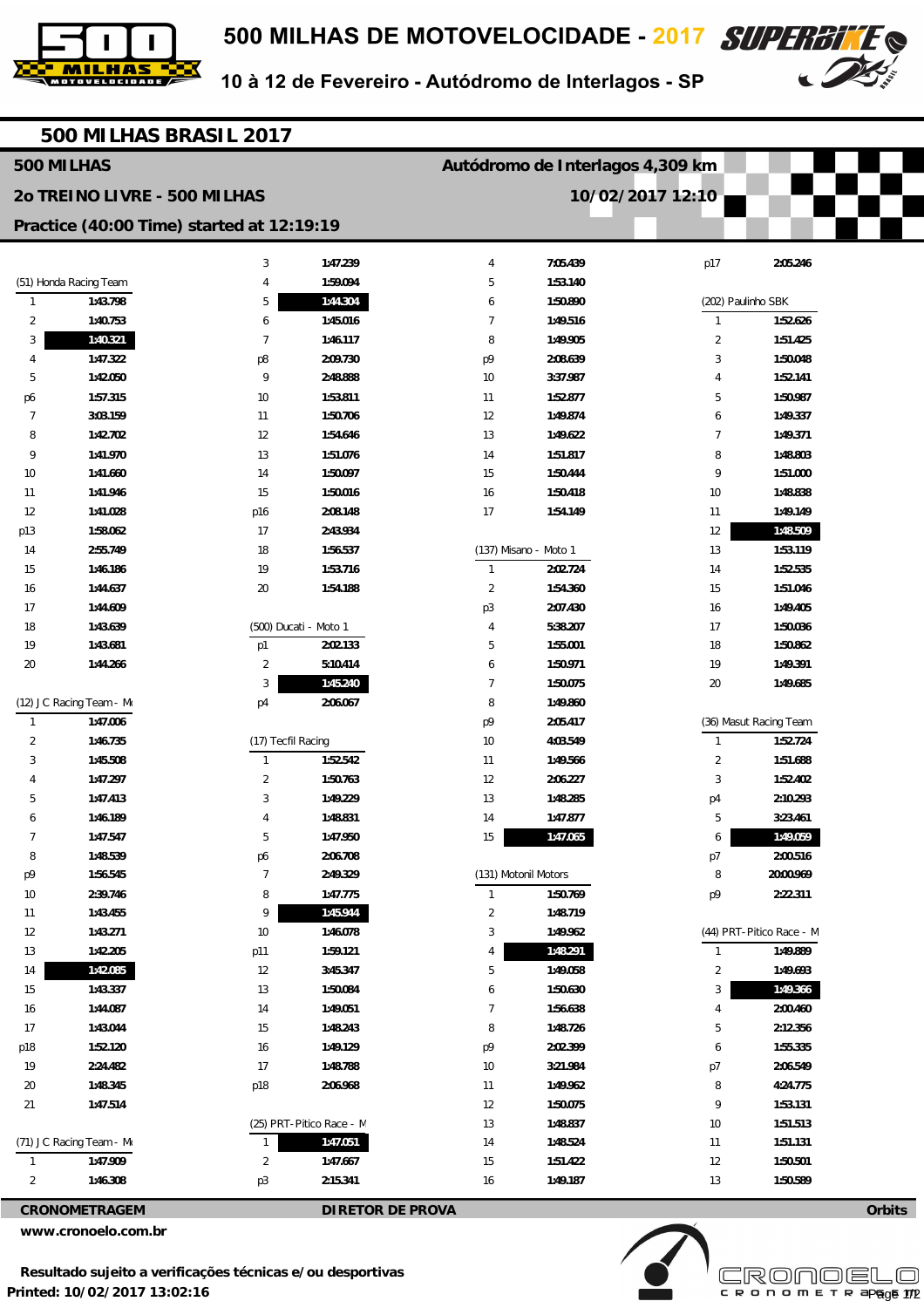# 500 MILHAS DE MOTOVELOCIDADE - 2017

10 à 12 de Fevereiro - Autódromo de Interlagos - SP

## 500 MILHAS BRASIL 2017

**500 MILHAS** — **Autódromo de Interlagos 4,309 km**

**2o TREINO LIVRE - 500 MILHAS** — **10/02/2017 12:10**

**Practice (40:00 Time) started at 12:19:19**

### (51) Honda Racing Team

| Lap | Time |
|---|---|
| 1 | 1:43.798 |
| 2 | 1:40.753 |
| 3 | **1:40.321** |
| 4 | 1:47.322 |
| 5 | 1:42.050 |
| p6 | 1:57.315 |
| 7 | 3:03.159 |
| 8 | 1:42.702 |
| 9 | 1:41.970 |
| 10 | 1:41.660 |
| 11 | 1:41.946 |
| 12 | 1:41.028 |
| p13 | 1:58.062 |
| 14 | 2:55.749 |
| 15 | 1:46.186 |
| 16 | 1:44.637 |
| 17 | 1:44.609 |
| 18 | 1:43.639 |
| 19 | 1:43.681 |
| 20 | 1:44.266 |

### (12) J C Racing Team - M

| Lap | Time |
|---|---|
| 1 | 1:47.006 |
| 2 | 1:46.735 |
| 3 | 1:45.508 |
| 4 | 1:47.297 |
| 5 | 1:47.413 |
| 6 | 1:46.189 |
| 7 | 1:47.547 |
| 8 | 1:48.539 |
| p9 | 1:56.545 |
| 10 | 2:39.746 |
| 11 | 1:43.455 |
| 12 | 1:43.271 |
| 13 | 1:42.205 |
| 14 | **1:42.085** |
| 15 | 1:43.337 |
| 16 | 1:44.087 |
| 17 | 1:43.044 |
| p18 | 1:52.120 |
| 19 | 2:24.482 |
| 20 | 1:48.345 |
| 21 | 1:47.514 |

### (71) J C Racing Team - M

| Lap | Time |
|---|---|
| 1 | 1:47.909 |
| 2 | 1:46.308 |
| 3 | 1:47.239 |
| 4 | 1:59.094 |
| 5 | **1:44.304** |
| 6 | 1:45.016 |
| 7 | 1:46.117 |
| p8 | 2:09.730 |
| 9 | 2:48.888 |
| 10 | 1:53.811 |
| 11 | 1:50.706 |
| 12 | 1:54.646 |
| 13 | 1:51.076 |
| 14 | 1:50.097 |
| 15 | 1:50.016 |
| p16 | 2:08.148 |
| 17 | 2:43.934 |
| 18 | 1:56.537 |
| 19 | 1:53.716 |
| 20 | 1:54.188 |

### (500) Ducati - Moto 1

| Lap | Time |
|---|---|
| p1 | 2:02.133 |
| 2 | 5:10.414 |
| 3 | **1:45.240** |
| p4 | 2:06.067 |

### (17) Tecfil Racing

| Lap | Time |
|---|---|
| 1 | 1:52.542 |
| 2 | 1:50.763 |
| 3 | 1:49.229 |
| 4 | 1:48.831 |
| 5 | 1:47.950 |
| p6 | 2:06.708 |
| 7 | 2:49.329 |
| 8 | 1:47.775 |
| 9 | **1:45.944** |
| 10 | 1:46.078 |
| p11 | 1:59.121 |
| 12 | 3:45.347 |
| 13 | 1:50.084 |
| 14 | 1:49.051 |
| 15 | 1:48.243 |
| 16 | 1:49.129 |
| 17 | 1:48.788 |
| p18 | 2:06.968 |

### (25) PRT-Pitico Race - M

| Lap | Time |
|---|---|
| 1 | **1:47.051** |
| 2 | 1:47.667 |
| p3 | 2:15.341 |
| 4 | 7:05.439 |
| 5 | 1:53.140 |
| 6 | 1:50.890 |
| 7 | 1:49.516 |
| 8 | 1:49.905 |
| p9 | 2:08.639 |
| 10 | 3:37.987 |
| 11 | 1:52.877 |
| 12 | 1:49.874 |
| 13 | 1:49.622 |
| 14 | 1:51.817 |
| 15 | 1:50.444 |
| 16 | 1:50.418 |
| 17 | 1:54.149 |

### (137) Misano - Moto 1

| Lap | Time |
|---|---|
| 1 | 2:02.724 |
| 2 | 1:54.360 |
| p3 | 2:07.430 |
| 4 | 5:38.207 |
| 5 | 1:55.001 |
| 6 | 1:50.971 |
| 7 | 1:50.075 |
| 8 | 1:49.860 |
| p9 | 2:05.417 |
| 10 | 4:03.549 |
| 11 | 1:49.566 |
| 12 | 2:06.227 |
| 13 | 1:48.285 |
| 14 | 1:47.877 |
| 15 | **1:47.065** |

### (131) Motonil Motors

| Lap | Time |
|---|---|
| 1 | 1:50.769 |
| 2 | 1:48.719 |
| 3 | 1:49.962 |
| 4 | **1:48.291** |
| 5 | 1:49.058 |
| 6 | 1:50.630 |
| 7 | 1:56.638 |
| 8 | 1:48.726 |
| p9 | 2:02.399 |
| 10 | 3:21.984 |
| 11 | 1:49.962 |
| 12 | 1:50.075 |
| 13 | 1:48.837 |
| 14 | 1:48.524 |
| 15 | 1:51.422 |
| 16 | 1:49.187 |
| p17 | 2:05.246 |

### (202) Paulinho SBK

| Lap | Time |
|---|---|
| 1 | 1:52.626 |
| 2 | 1:51.425 |
| 3 | 1:50.048 |
| 4 | 1:52.141 |
| 5 | 1:50.987 |
| 6 | 1:49.337 |
| 7 | 1:49.371 |
| 8 | 1:48.803 |
| 9 | 1:51.000 |
| 10 | 1:48.838 |
| 11 | 1:49.149 |
| 12 | **1:48.509** |
| 13 | 1:53.119 |
| 14 | 1:52.535 |
| 15 | 1:51.046 |
| 16 | 1:49.405 |
| 17 | 1:50.036 |
| 18 | 1:50.862 |
| 19 | 1:49.391 |
| 20 | 1:49.685 |

### (36) Masut Racing Team

| Lap | Time |
|---|---|
| 1 | 1:52.724 |
| 2 | 1:51.688 |
| 3 | 1:52.402 |
| p4 | 2:10.293 |
| 5 | 3:23.461 |
| 6 | **1:49.059** |
| p7 | 2:00.516 |
| 8 | 20:00.969 |
| p9 | 2:22.311 |

### (44) PRT-Pitico Race - M

| Lap | Time |
|---|---|
| 1 | 1:49.889 |
| 2 | 1:49.693 |
| 3 | **1:49.366** |
| 4 | 2:00.460 |
| 5 | 2:12.356 |
| 6 | 1:55.335 |
| p7 | 2:06.549 |
| 8 | 4:24.775 |
| 9 | 1:53.131 |
| 10 | 1:51.513 |
| 11 | 1:51.131 |
| 12 | 1:50.501 |
| 13 | 1:50.589 |

**CRONOMETRAGEM** — **DIRETOR DE PROVA** — **Orbits**

www.cronoelo.com.br

**Resultado sujeito a verificações técnicas e/ou desportivas**

**Printed: 10/02/2017 13:02:16**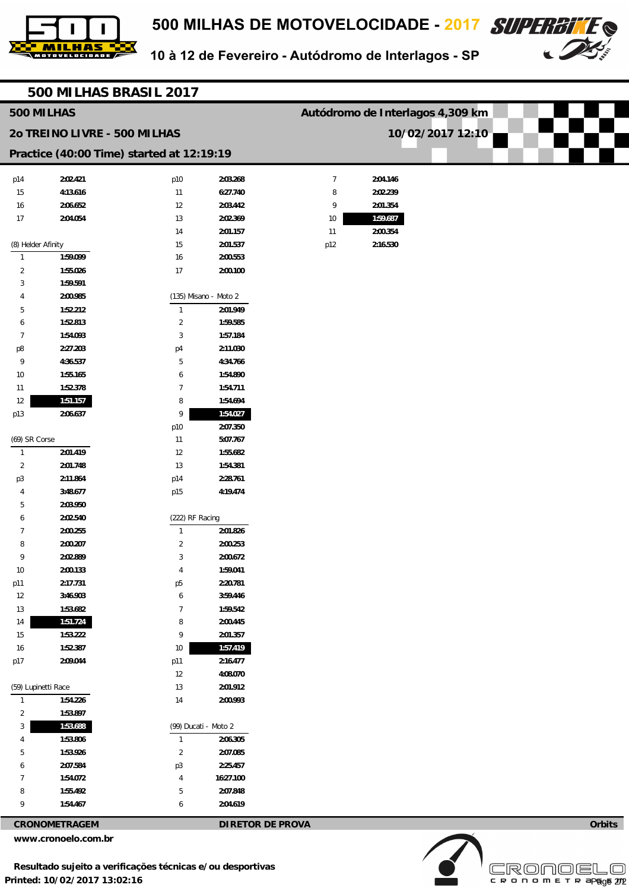# 500 MILHAS DE MOTOVELOCIDADE - 2017

10 à 12 de Fevereiro - Autódromo de Interlagos - SP

## 500 MILHAS BRASIL 2017

**500 MILHAS** — **Autódromo de Interlagos 4,309 km**

**2o TREINO LIVRE - 500 MILHAS** — **10/02/2017 12:10**

**Practice (40:00 Time) started at 12:19:19**

| | |
|---|---|
| p14 | 2:02.421 |
| 15 | 4:13.616 |
| 16 | 2:06.652 |
| 17 | 2:04.054 |

(8) Helder Afinity

| | |
|---|---|
| 1 | 1:59.099 |
| 2 | 1:55.026 |
| 3 | 1:59.591 |
| 4 | 2:00.985 |
| 5 | 1:52.212 |
| 6 | 1:52.813 |
| 7 | 1:54.093 |
| p8 | 2:27.203 |
| 9 | 4:36.537 |
| 10 | 1:55.165 |
| 11 | 1:52.378 |
| 12 | **1:51.157** |
| p13 | 2:06.637 |

(69) SR Corse

| | |
|---|---|
| 1 | 2:01.419 |
| 2 | 2:01.748 |
| p3 | 2:11.864 |
| 4 | 3:48.677 |
| 5 | 2:03.950 |
| 6 | 2:02.540 |
| 7 | 2:00.255 |
| 8 | 2:00.207 |
| 9 | 2:02.889 |
| 10 | 2:00.133 |
| p11 | 2:17.731 |
| 12 | 3:46.903 |
| 13 | 1:53.682 |
| 14 | **1:51.724** |
| 15 | 1:53.222 |
| 16 | 1:52.387 |
| p17 | 2:09.044 |

(59) Lupinetti Race

| | |
|---|---|
| 1 | 1:54.226 |
| 2 | 1:53.897 |
| 3 | **1:53.688** |
| 4 | 1:53.806 |
| 5 | 1:53.926 |
| 6 | 2:07.584 |
| 7 | 1:54.072 |
| 8 | 1:55.492 |
| 9 | 1:54.467 |
| p10 | 2:03.268 |
| 11 | 6:27.740 |
| 12 | 2:03.442 |
| 13 | 2:02.369 |
| 14 | 2:01.157 |
| 15 | 2:01.537 |
| 16 | 2:00.553 |
| 17 | 2:00.100 |

(135) Misano - Moto 2

| | |
|---|---|
| 1 | 2:01.949 |
| 2 | 1:59.585 |
| 3 | 1:57.184 |
| p4 | 2:11.030 |
| 5 | 4:34.766 |
| 6 | 1:54.890 |
| 7 | 1:54.711 |
| 8 | 1:54.694 |
| 9 | **1:54.027** |
| p10 | 2:07.350 |
| 11 | 5:07.767 |
| 12 | 1:55.682 |
| 13 | 1:54.381 |
| p14 | 2:28.761 |
| p15 | 4:19.474 |

(222) RF Racing

| | |
|---|---|
| 1 | 2:01.826 |
| 2 | 2:00.253 |
| 3 | 2:00.672 |
| 4 | 1:59.041 |
| p5 | 2:20.781 |
| 6 | 3:59.446 |
| 7 | 1:59.542 |
| 8 | 2:00.445 |
| 9 | 2:01.357 |
| 10 | **1:57.419** |
| p11 | 2:16.477 |
| 12 | 4:08.070 |
| 13 | 2:01.912 |
| 14 | 2:00.993 |

(99) Ducati - Moto 2

| | |
|---|---|
| 1 | 2:06.305 |
| 2 | 2:07.085 |
| p3 | 2:25.457 |
| 4 | 16:27.100 |
| 5 | 2:07.848 |
| 6 | 2:04.619 |
| 7 | 2:04.146 |
| 8 | 2:02.239 |
| 9 | 2:01.354 |
| 10 | **1:59.687** |
| 11 | 2:00.354 |
| p12 | 2:16.530 |

**CRONOMETRAGEM** — **DIRETOR DE PROVA** — **Orbits**

**www.cronoelo.com.br**

**Resultado sujeito a verificações técnicas e/ou desportivas**

**Printed: 10/02/2017 13:02:16**

CRONOELO CRONOMETRAGEM